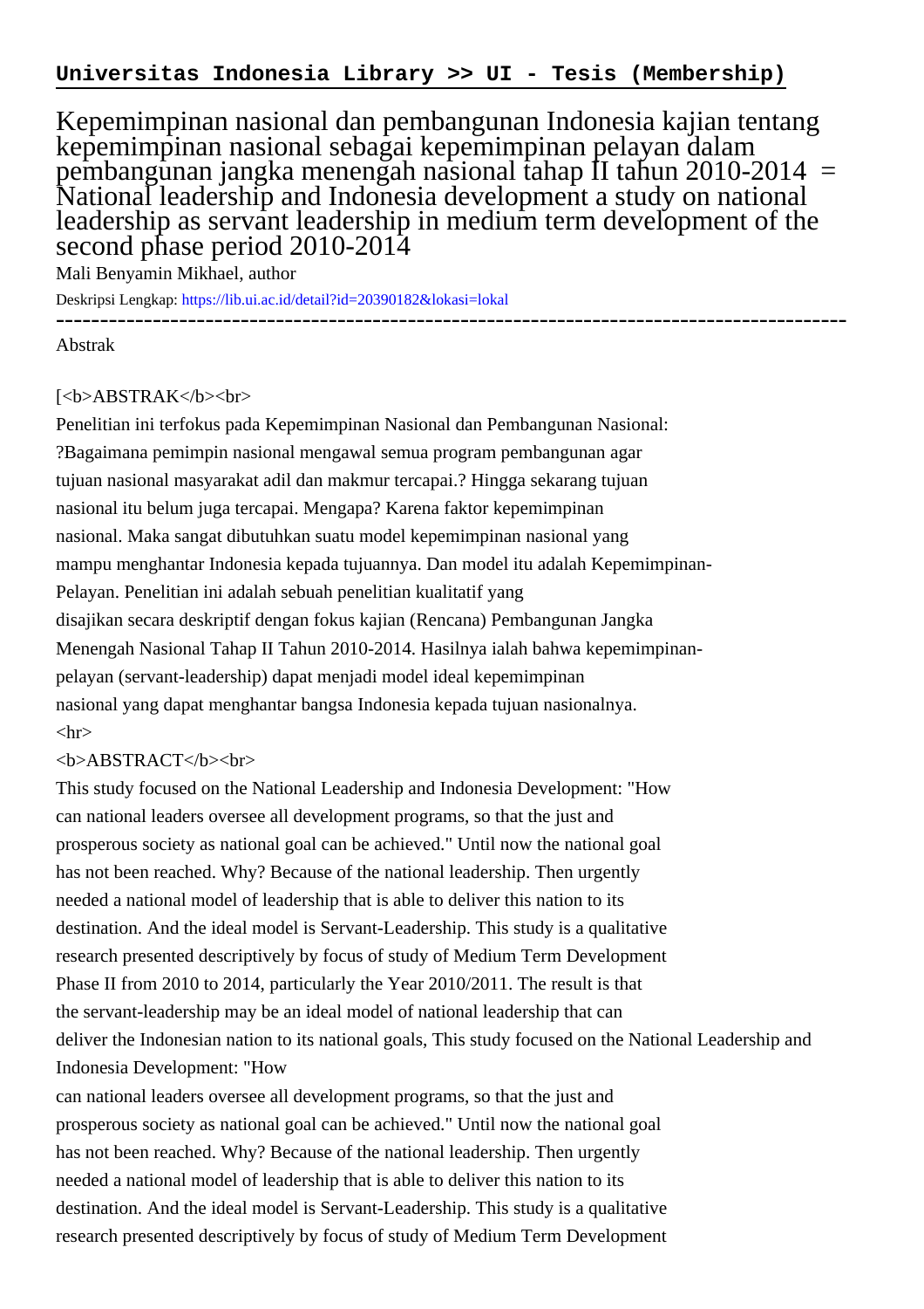**Universitas Indonesia Library >> UI - Tesis (Membership)**

# Kepemimpinan nasional dan pembangunan Indonesia kajian tentang kepemimpinan nasional sebagai kepemimpinan pelayan dalam pembangunan jangka menengah nasional tahap II tahun 2010-2014 = National leadership and Indonesia development a study on national leadership as servant leadership in medium term development of the second phase period 2010-2014

Mali Benyamin Mikhael, author

Deskripsi Lengkap: https://lib.ui.ac.id/detail?id=20390182&lokasi=lokal

------------------------------------------------------------------------------------------

Abstrak

[<b>ABSTRAK</b><br>

Penelitian ini terfokus pada Kepemimpinan Nasional dan Pembangunan Nasional: ?Bagaimana pemimpin nasional mengawal semua program pembangunan agar tujuan nasional masyarakat adil dan makmur tercapai.? Hingga sekarang tujuan nasional itu belum juga tercapai. Mengapa? Karena faktor kepemimpinan nasional. Maka sangat dibutuhkan suatu model kepemimpinan nasional yang mampu menghantar Indonesia kepada tujuannya. Dan model itu adalah Kepemimpinan-Pelayan. Penelitian ini adalah sebuah penelitian kualitatif yang disajikan secara deskriptif dengan fokus kajian (Rencana) Pembangunan Jangka Menengah Nasional Tahap II Tahun 2010-2014. Hasilnya ialah bahwa kepemimpinan-pelayan (servant-leadership) dapat menjadi model ideal kepemimpinan nasional yang dapat menghantar bangsa Indonesia kepada tujuan nasionalnya.

<hr>

<b>ABSTRACT</b><br>

This study focused on the National Leadership and Indonesia Development: "How can national leaders oversee all development programs, so that the just and prosperous society as national goal can be achieved." Until now the national goal has not been reached. Why? Because of the national leadership. Then urgently needed a national model of leadership that is able to deliver this nation to its destination. And the ideal model is Servant-Leadership. This study is a qualitative research presented descriptively by focus of study of Medium Term Development Phase II from 2010 to 2014, particularly the Year 2010/2011. The result is that the servant-leadership may be an ideal model of national leadership that can deliver the Indonesian nation to its national goals, This study focused on the National Leadership and Indonesia Development: "How can national leaders oversee all development programs, so that the just and prosperous society as national goal can be achieved." Until now the national goal has not been reached. Why? Because of the national leadership. Then urgently needed a national model of leadership that is able to deliver this nation to its destination. And the ideal model is Servant-Leadership. This study is a qualitative research presented descriptively by focus of study of Medium Term Development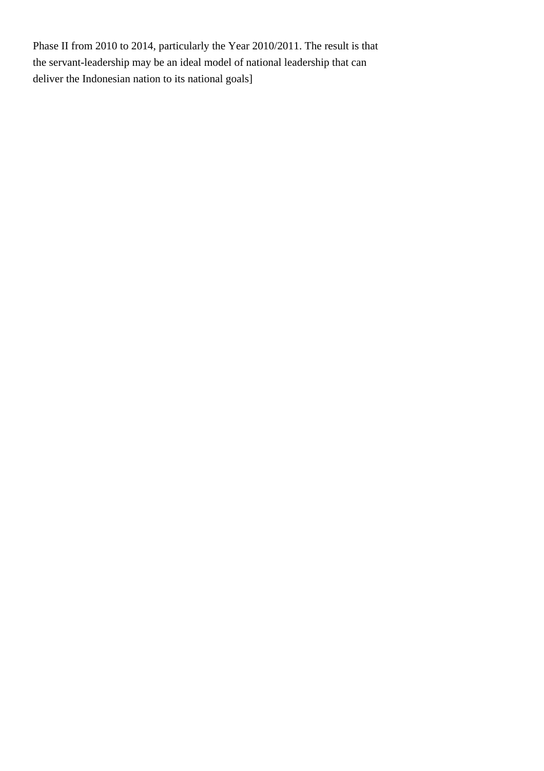Phase II from 2010 to 2014, particularly the Year 2010/2011. The result is that the servant-leadership may be an ideal model of national leadership that can deliver the Indonesian nation to its national goals]